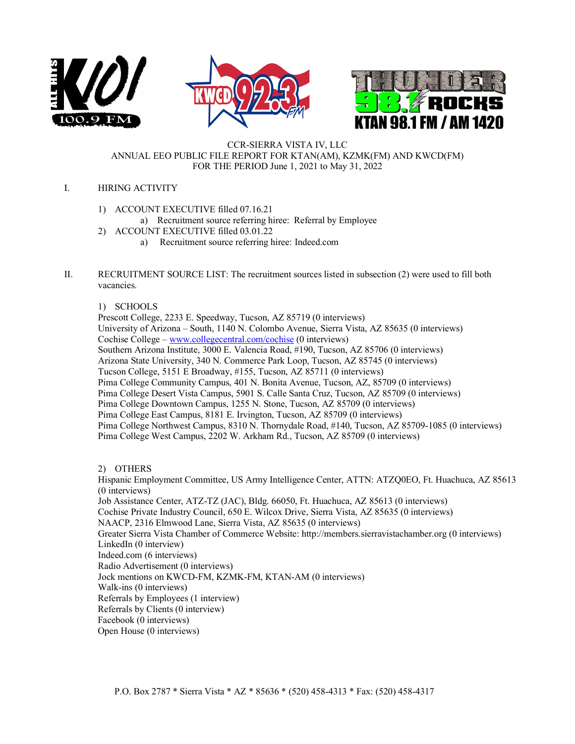CCR-SIERRA VISTA IV, LLC
ANNUAL EEO PUBLIC FILE REPORT FOR KTAN(AM), KZMK(FM) AND KWCD(FM)
FOR THE PERIOD June 1, 2021 to May 31, 2022

I. HIRING ACTIVITY

1) ACCOUNT EXECUTIVE filled 07.16.21
   a) Recruitment source referring hiree: Referral by Employee
2) ACCOUNT EXECUTIVE filled 03.01.22
   a) Recruitment source referring hiree: Indeed.com

II. RECRUITMENT SOURCE LIST: The recruitment sources listed in subsection (2) were used to fill both vacancies.

1) SCHOOLS

Prescott College, 2233 E. Speedway, Tucson, AZ 85719 (0 interviews)
University of Arizona – South, 1140 N. Colombo Avenue, Sierra Vista, AZ 85635 (0 interviews)
Cochise College – www.collegecentral.com/cochise (0 interviews)
Southern Arizona Institute, 3000 E. Valencia Road, #190, Tucson, AZ 85706 (0 interviews)
Arizona State University, 340 N. Commerce Park Loop, Tucson, AZ 85745 (0 interviews)
Tucson College, 5151 E Broadway, #155, Tucson, AZ 85711 (0 interviews)
Pima College Community Campus, 401 N. Bonita Avenue, Tucson, AZ, 85709 (0 interviews)
Pima College Desert Vista Campus, 5901 S. Calle Santa Cruz, Tucson, AZ 85709 (0 interviews)
Pima College Downtown Campus, 1255 N. Stone, Tucson, AZ 85709 (0 interviews)
Pima College East Campus, 8181 E. Irvington, Tucson, AZ 85709 (0 interviews)
Pima College Northwest Campus, 8310 N. Thornydale Road, #140, Tucson, AZ 85709-1085 (0 interviews)
Pima College West Campus, 2202 W. Arkham Rd., Tucson, AZ 85709 (0 interviews)

2) OTHERS

Hispanic Employment Committee, US Army Intelligence Center, ATTN: ATZQ0EO, Ft. Huachuca, AZ 85613 (0 interviews)
Job Assistance Center, ATZ-TZ (JAC), Bldg. 66050, Ft. Huachuca, AZ 85613 (0 interviews)
Cochise Private Industry Council, 650 E. Wilcox Drive, Sierra Vista, AZ 85635 (0 interviews)
NAACP, 2316 Elmwood Lane, Sierra Vista, AZ 85635 (0 interviews)
Greater Sierra Vista Chamber of Commerce Website: http://members.sierravistachamber.org (0 interviews)
LinkedIn (0 interview)
Indeed.com (6 interviews)
Radio Advertisement (0 interviews)
Jock mentions on KWCD-FM, KZMK-FM, KTAN-AM (0 interviews)
Walk-ins (0 interviews)
Referrals by Employees (1 interview)
Referrals by Clients (0 interview)
Facebook (0 interviews)
Open House (0 interviews)

P.O. Box 2787 * Sierra Vista * AZ * 85636 * (520) 458-4313 * Fax: (520) 458-4317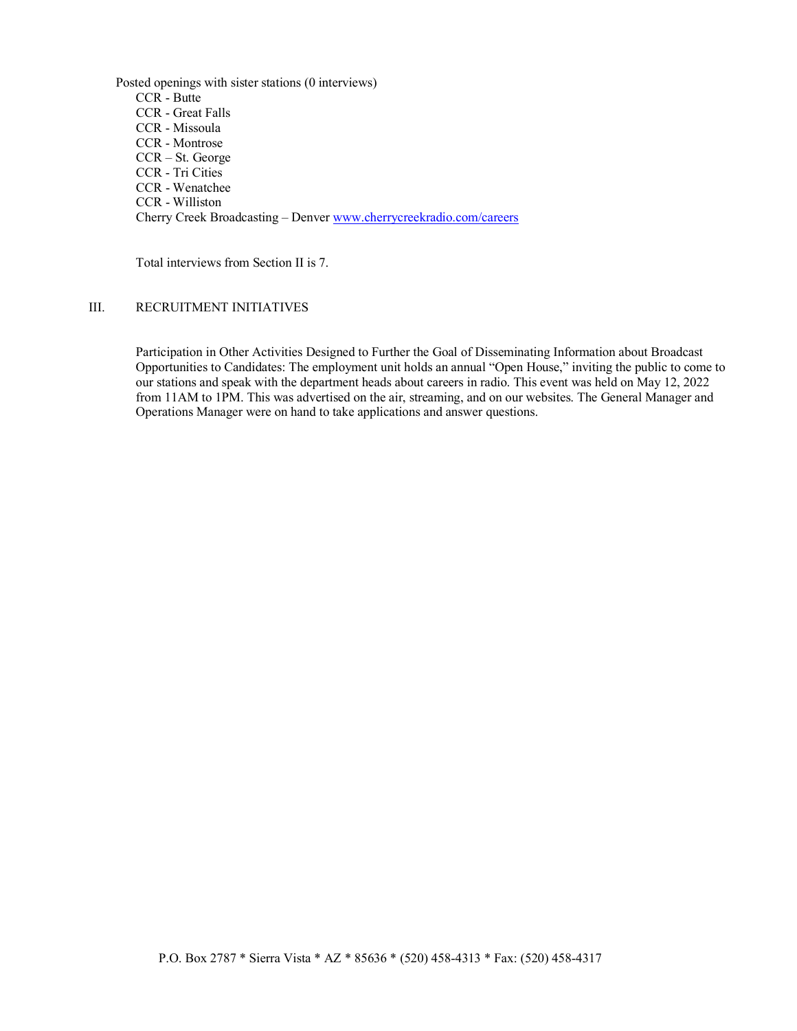Posted openings with sister stations (0 interviews)

- CCR - Butte
- CCR - Great Falls
- CCR - Missoula
- CCR - Montrose
- CCR – St. George
- CCR - Tri Cities
- CCR - Wenatchee
- CCR - Williston
- Cherry Creek Broadcasting – Denver www.cherrycreekradio.com/careers

Total interviews from Section II is 7.

## III. RECRUITMENT INITIATIVES

Participation in Other Activities Designed to Further the Goal of Disseminating Information about Broadcast Opportunities to Candidates: The employment unit holds an annual "Open House," inviting the public to come to our stations and speak with the department heads about careers in radio. This event was held on May 12, 2022 from 11AM to 1PM. This was advertised on the air, streaming, and on our websites. The General Manager and Operations Manager were on hand to take applications and answer questions.

P.O. Box 2787 * Sierra Vista * AZ * 85636 * (520) 458-4313 * Fax: (520) 458-4317